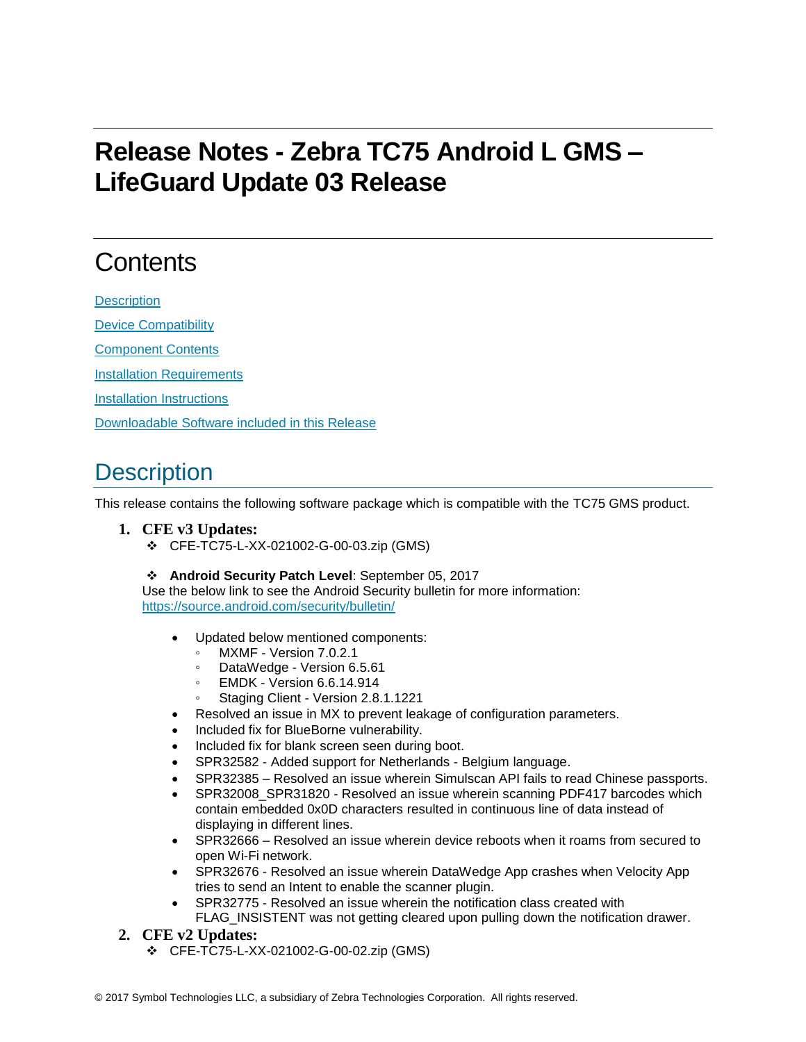# Release Notes - Zebra TC75 Android L GMS – LifeGuard Update 03 Release

## Contents

[Description](#description)

[Device Compatibility](#device-compatibility)

[Component Contents](#component-contents)

[Installation Requirements](#installation-requirements)

[Installation Instructions](#installation-instructions)

[Downloadable Software included in this Release](#downloadable-software-included-in-this-release)

## Description

This release contains the following software package which is compatible with the TC75 GMS product.

1. **CFE v3 Updates:**
   - ❖ CFE-TC75-L-XX-021002-G-00-03.zip (GMS)

   - ❖ **Android Security Patch Level**: September 05, 2017

   Use the below link to see the Android Security bulletin for more information: [https://source.android.com/security/bulletin/](https://source.android.com/security/bulletin/)

   - Updated below mentioned components:
     - MXMF - Version 7.0.2.1
     - DataWedge - Version 6.5.61
     - EMDK - Version 6.6.14.914
     - Staging Client - Version 2.8.1.1221
   - Resolved an issue in MX to prevent leakage of configuration parameters.
   - Included fix for BlueBorne vulnerability.
   - Included fix for blank screen seen during boot.
   - SPR32582 - Added support for Netherlands - Belgium language.
   - SPR32385 – Resolved an issue wherein Simulscan API fails to read Chinese passports.
   - SPR32008_SPR31820 - Resolved an issue wherein scanning PDF417 barcodes which contain embedded 0x0D characters resulted in continuous line of data instead of displaying in different lines.
   - SPR32666 – Resolved an issue wherein device reboots when it roams from secured to open Wi-Fi network.
   - SPR32676 - Resolved an issue wherein DataWedge App crashes when Velocity App tries to send an Intent to enable the scanner plugin.
   - SPR32775 - Resolved an issue wherein the notification class created with FLAG_INSISTENT was not getting cleared upon pulling down the notification drawer.

2. **CFE v2 Updates:**
   - ❖ CFE-TC75-L-XX-021002-G-00-02.zip (GMS)

© 2017 Symbol Technologies LLC, a subsidiary of Zebra Technologies Corporation. All rights reserved.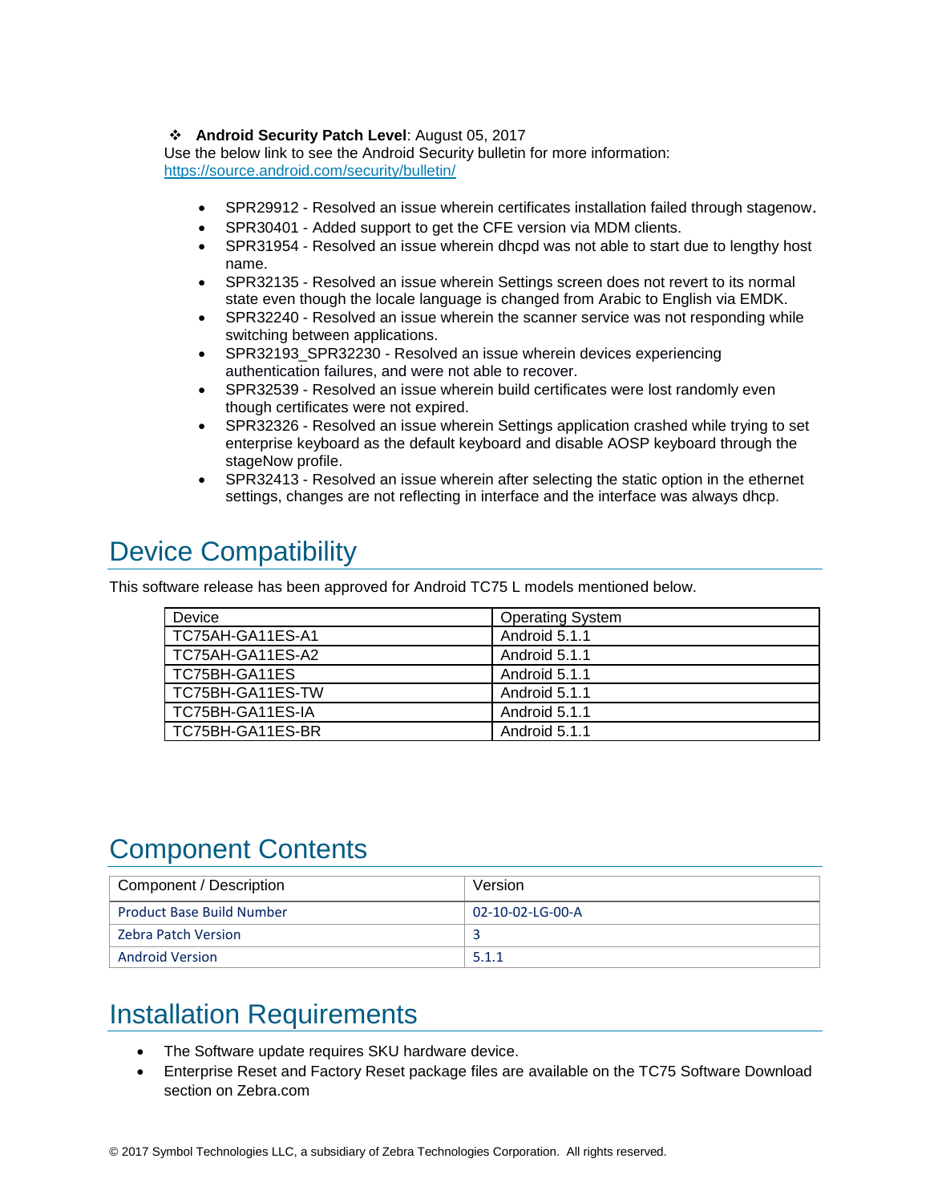- **Android Security Patch Level**: August 05, 2017

Use the below link to see the Android Security bulletin for more information: https://source.android.com/security/bulletin/

- SPR29912 - Resolved an issue wherein certificates installation failed through stagenow.
- SPR30401 - Added support to get the CFE version via MDM clients.
- SPR31954 - Resolved an issue wherein dhcpd was not able to start due to lengthy host name.
- SPR32135 - Resolved an issue wherein Settings screen does not revert to its normal state even though the locale language is changed from Arabic to English via EMDK.
- SPR32240 - Resolved an issue wherein the scanner service was not responding while switching between applications.
- SPR32193_SPR32230 - Resolved an issue wherein devices experiencing authentication failures, and were not able to recover.
- SPR32539 - Resolved an issue wherein build certificates were lost randomly even though certificates were not expired.
- SPR32326 - Resolved an issue wherein Settings application crashed while trying to set enterprise keyboard as the default keyboard and disable AOSP keyboard through the stageNow profile.
- SPR32413 - Resolved an issue wherein after selecting the static option in the ethernet settings, changes are not reflecting in interface and the interface was always dhcp.

# Device Compatibility

This software release has been approved for Android TC75 L models mentioned below.

| Device | Operating System |
|---|---|
| TC75AH-GA11ES-A1 | Android 5.1.1 |
| TC75AH-GA11ES-A2 | Android 5.1.1 |
| TC75BH-GA11ES | Android 5.1.1 |
| TC75BH-GA11ES-TW | Android 5.1.1 |
| TC75BH-GA11ES-IA | Android 5.1.1 |
| TC75BH-GA11ES-BR | Android 5.1.1 |

# Component Contents

| Component / Description | Version |
|---|---|
| Product Base Build Number | 02-10-02-LG-00-A |
| Zebra Patch Version | 3 |
| Android Version | 5.1.1 |

# Installation Requirements

- The Software update requires SKU hardware device.
- Enterprise Reset and Factory Reset package files are available on the TC75 Software Download section on Zebra.com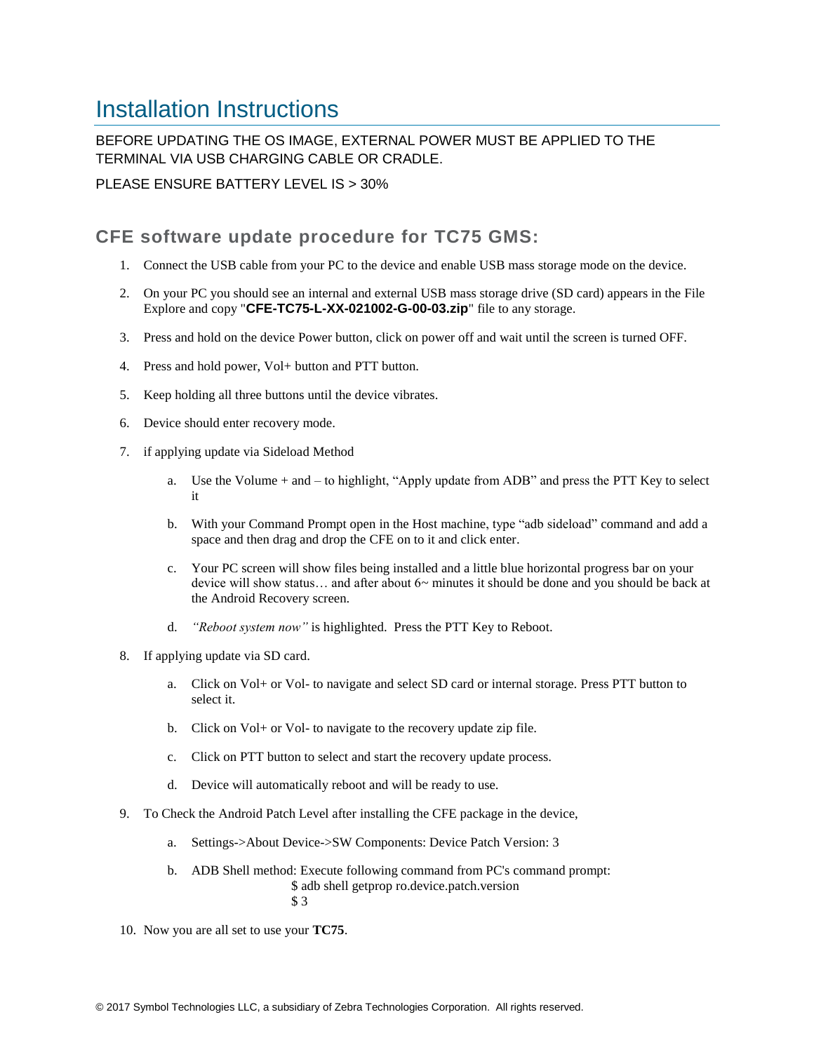# Installation Instructions

BEFORE UPDATING THE OS IMAGE, EXTERNAL POWER MUST BE APPLIED TO THE TERMINAL VIA USB CHARGING CABLE OR CRADLE.

PLEASE ENSURE BATTERY LEVEL IS > 30%

## CFE software update procedure for TC75 GMS:

1. Connect the USB cable from your PC to the device and enable USB mass storage mode on the device.
2. On your PC you should see an internal and external USB mass storage drive (SD card) appears in the File Explore and copy "**CFE-TC75-L-XX-021002-G-00-03.zip**" file to any storage.
3. Press and hold on the device Power button, click on power off and wait until the screen is turned OFF.
4. Press and hold power, Vol+ button and PTT button.
5. Keep holding all three buttons until the device vibrates.
6. Device should enter recovery mode.
7. if applying update via Sideload Method
   a. Use the Volume + and – to highlight, "Apply update from ADB" and press the PTT Key to select it
   b. With your Command Prompt open in the Host machine, type "adb sideload" command and add a space and then drag and drop the CFE on to it and click enter.
   c. Your PC screen will show files being installed and a little blue horizontal progress bar on your device will show status… and after about 6~ minutes it should be done and you should be back at the Android Recovery screen.
   d. *"Reboot system now"* is highlighted. Press the PTT Key to Reboot.
8. If applying update via SD card.
   a. Click on Vol+ or Vol- to navigate and select SD card or internal storage. Press PTT button to select it.
   b. Click on Vol+ or Vol- to navigate to the recovery update zip file.
   c. Click on PTT button to select and start the recovery update process.
   d. Device will automatically reboot and will be ready to use.
9. To Check the Android Patch Level after installing the CFE package in the device,
   a. Settings->About Device->SW Components: Device Patch Version: 3
   b. ADB Shell method: Execute following command from PC's command prompt:
      $ adb shell getprop ro.device.patch.version
      $ 3
10. Now you are all set to use your **TC75**.

© 2017 Symbol Technologies LLC, a subsidiary of Zebra Technologies Corporation. All rights reserved.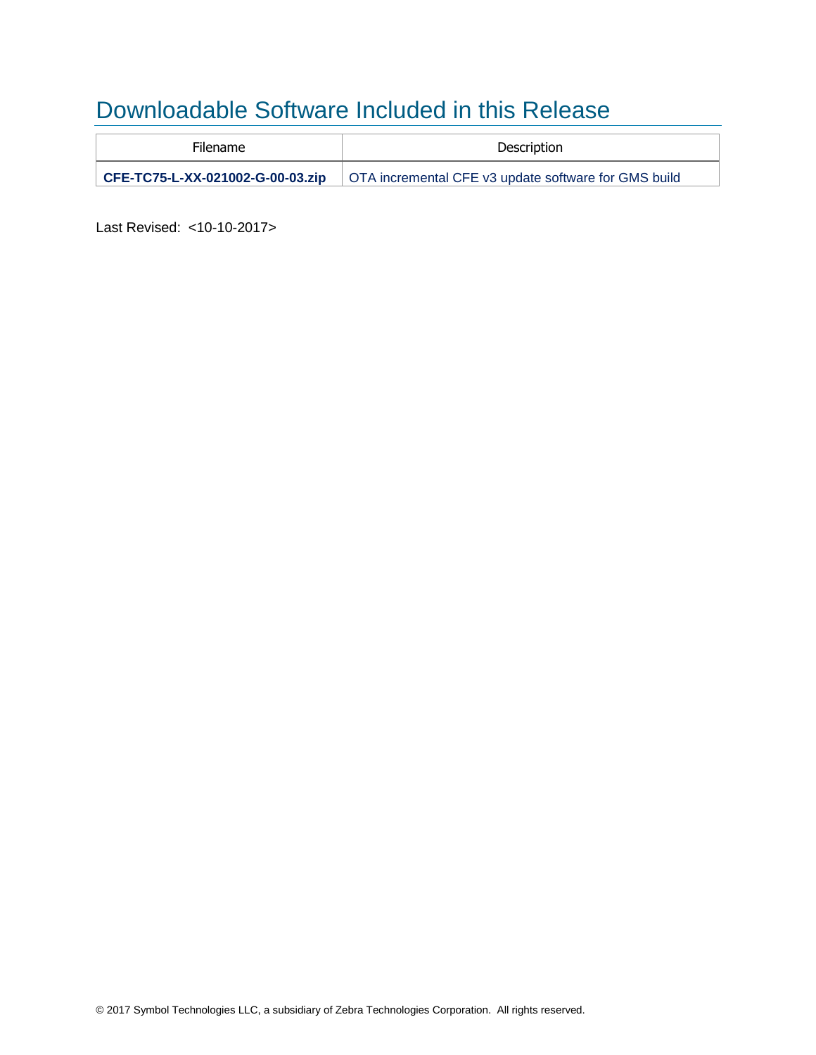# Downloadable Software Included in this Release

| Filename | Description |
| --- | --- |
| **CFE-TC75-L-XX-021002-G-00-03.zip** | OTA incremental CFE v3 update software for GMS build |

Last Revised: <10-10-2017>

© 2017 Symbol Technologies LLC, a subsidiary of Zebra Technologies Corporation. All rights reserved.